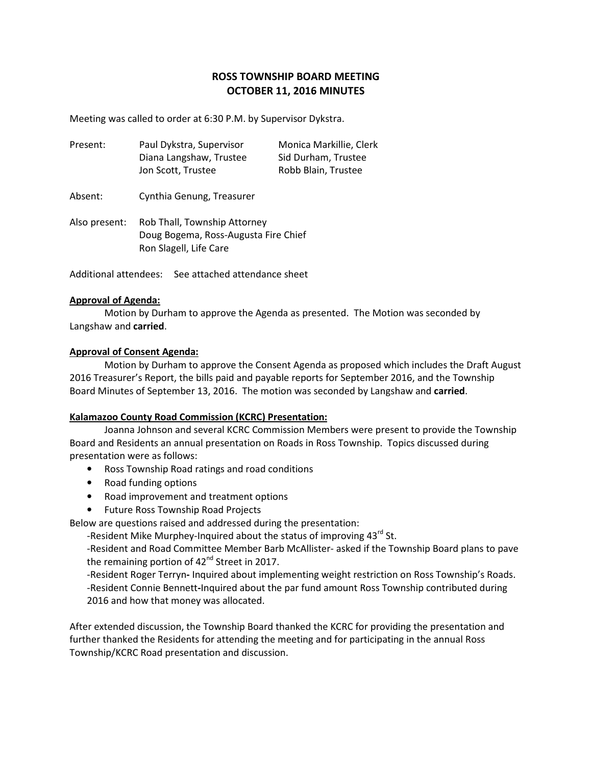# ROSS TOWNSHIP BOARD MEETING
# OCTOBER 11, 2016 MINUTES

Meeting was called to order at 6:30 P.M. by Supervisor Dykstra.

Present: Paul Dykstra, Supervisor; Monica Markillie, Clerk; Diana Langshaw, Trustee; Sid Durham, Trustee; Jon Scott, Trustee; Robb Blain, Trustee

Absent: Cynthia Genung, Treasurer

Also present: Rob Thall, Township Attorney; Doug Bogema, Ross-Augusta Fire Chief; Ron Slagell, Life Care

Additional attendees: See attached attendance sheet

**Approval of Agenda:**

Motion by Durham to approve the Agenda as presented. The Motion was seconded by Langshaw and **carried**.

**Approval of Consent Agenda:**

Motion by Durham to approve the Consent Agenda as proposed which includes the Draft August 2016 Treasurer's Report, the bills paid and payable reports for September 2016, and the Township Board Minutes of September 13, 2016. The motion was seconded by Langshaw and **carried**.

**Kalamazoo County Road Commission (KCRC) Presentation:**

Joanna Johnson and several KCRC Commission Members were present to provide the Township Board and Residents an annual presentation on Roads in Ross Township. Topics discussed during presentation were as follows:

- Ross Township Road ratings and road conditions
- Road funding options
- Road improvement and treatment options
- Future Ross Township Road Projects

Below are questions raised and addressed during the presentation:

-Resident Mike Murphey-Inquired about the status of improving 43rd St.

-Resident and Road Committee Member Barb McAllister- asked if the Township Board plans to pave the remaining portion of 42nd Street in 2017.

-Resident Roger Terryn- Inquired about implementing weight restriction on Ross Township's Roads.

-Resident Connie Bennett-Inquired about the par fund amount Ross Township contributed during 2016 and how that money was allocated.

After extended discussion, the Township Board thanked the KCRC for providing the presentation and further thanked the Residents for attending the meeting and for participating in the annual Ross Township/KCRC Road presentation and discussion.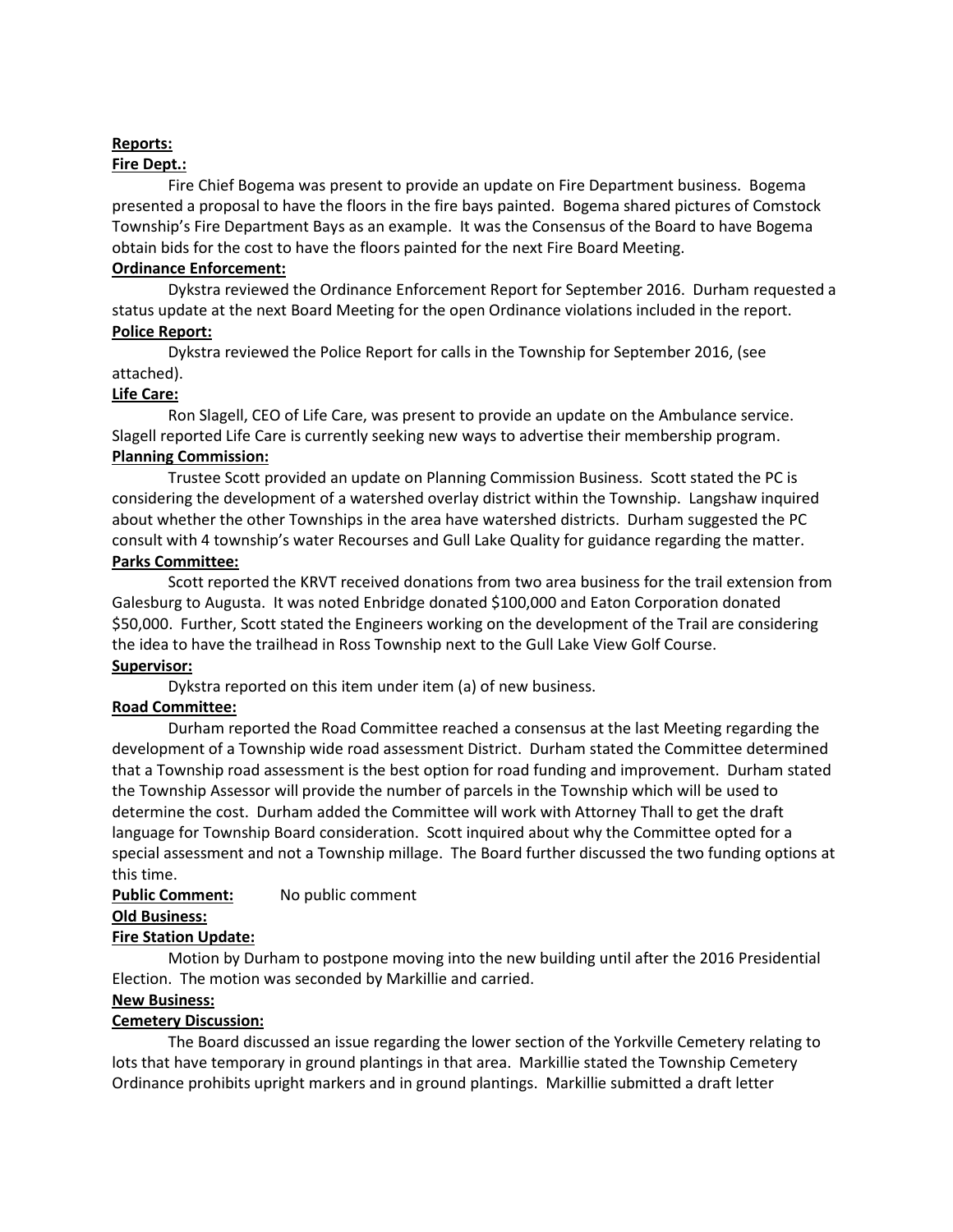**Reports:**

**Fire Dept.:**

Fire Chief Bogema was present to provide an update on Fire Department business. Bogema presented a proposal to have the floors in the fire bays painted. Bogema shared pictures of Comstock Township's Fire Department Bays as an example. It was the Consensus of the Board to have Bogema obtain bids for the cost to have the floors painted for the next Fire Board Meeting.

**Ordinance Enforcement:**

Dykstra reviewed the Ordinance Enforcement Report for September 2016. Durham requested a status update at the next Board Meeting for the open Ordinance violations included in the report.

**Police Report:**

Dykstra reviewed the Police Report for calls in the Township for September 2016, (see attached).

**Life Care:**

Ron Slagell, CEO of Life Care, was present to provide an update on the Ambulance service. Slagell reported Life Care is currently seeking new ways to advertise their membership program.

**Planning Commission:**

Trustee Scott provided an update on Planning Commission Business. Scott stated the PC is considering the development of a watershed overlay district within the Township. Langshaw inquired about whether the other Townships in the area have watershed districts. Durham suggested the PC consult with 4 township's water Recourses and Gull Lake Quality for guidance regarding the matter.

**Parks Committee:**

Scott reported the KRVT received donations from two area business for the trail extension from Galesburg to Augusta. It was noted Enbridge donated $100,000 and Eaton Corporation donated $50,000. Further, Scott stated the Engineers working on the development of the Trail are considering the idea to have the trailhead in Ross Township next to the Gull Lake View Golf Course.

**Supervisor:**

Dykstra reported on this item under item (a) of new business.

**Road Committee:**

Durham reported the Road Committee reached a consensus at the last Meeting regarding the development of a Township wide road assessment District. Durham stated the Committee determined that a Township road assessment is the best option for road funding and improvement. Durham stated the Township Assessor will provide the number of parcels in the Township which will be used to determine the cost. Durham added the Committee will work with Attorney Thall to get the draft language for Township Board consideration. Scott inquired about why the Committee opted for a special assessment and not a Township millage. The Board further discussed the two funding options at this time.

**Public Comment:** No public comment

**Old Business:**

**Fire Station Update:**

Motion by Durham to postpone moving into the new building until after the 2016 Presidential Election. The motion was seconded by Markillie and carried.

**New Business:**

**Cemetery Discussion:**

The Board discussed an issue regarding the lower section of the Yorkville Cemetery relating to lots that have temporary in ground plantings in that area. Markillie stated the Township Cemetery Ordinance prohibits upright markers and in ground plantings. Markillie submitted a draft letter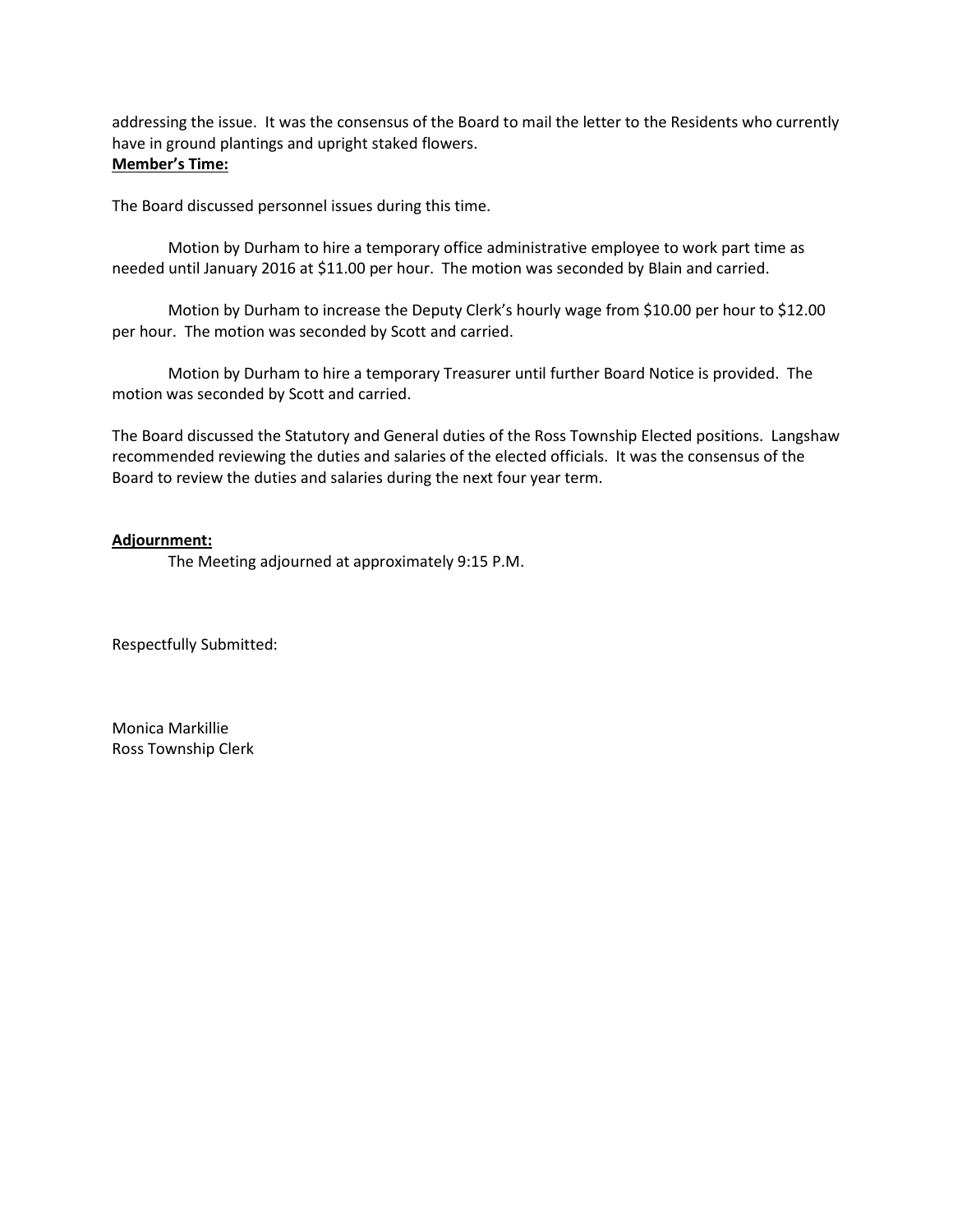addressing the issue. It was the consensus of the Board to mail the letter to the Residents who currently have in ground plantings and upright staked flowers.

**Member's Time:**

The Board discussed personnel issues during this time.

Motion by Durham to hire a temporary office administrative employee to work part time as needed until January 2016 at $11.00 per hour. The motion was seconded by Blain and carried.

Motion by Durham to increase the Deputy Clerk's hourly wage from $10.00 per hour to $12.00 per hour. The motion was seconded by Scott and carried.

Motion by Durham to hire a temporary Treasurer until further Board Notice is provided. The motion was seconded by Scott and carried.

The Board discussed the Statutory and General duties of the Ross Township Elected positions. Langshaw recommended reviewing the duties and salaries of the elected officials. It was the consensus of the Board to review the duties and salaries during the next four year term.

**Adjournment:**

The Meeting adjourned at approximately 9:15 P.M.

Respectfully Submitted:

Monica Markillie
Ross Township Clerk